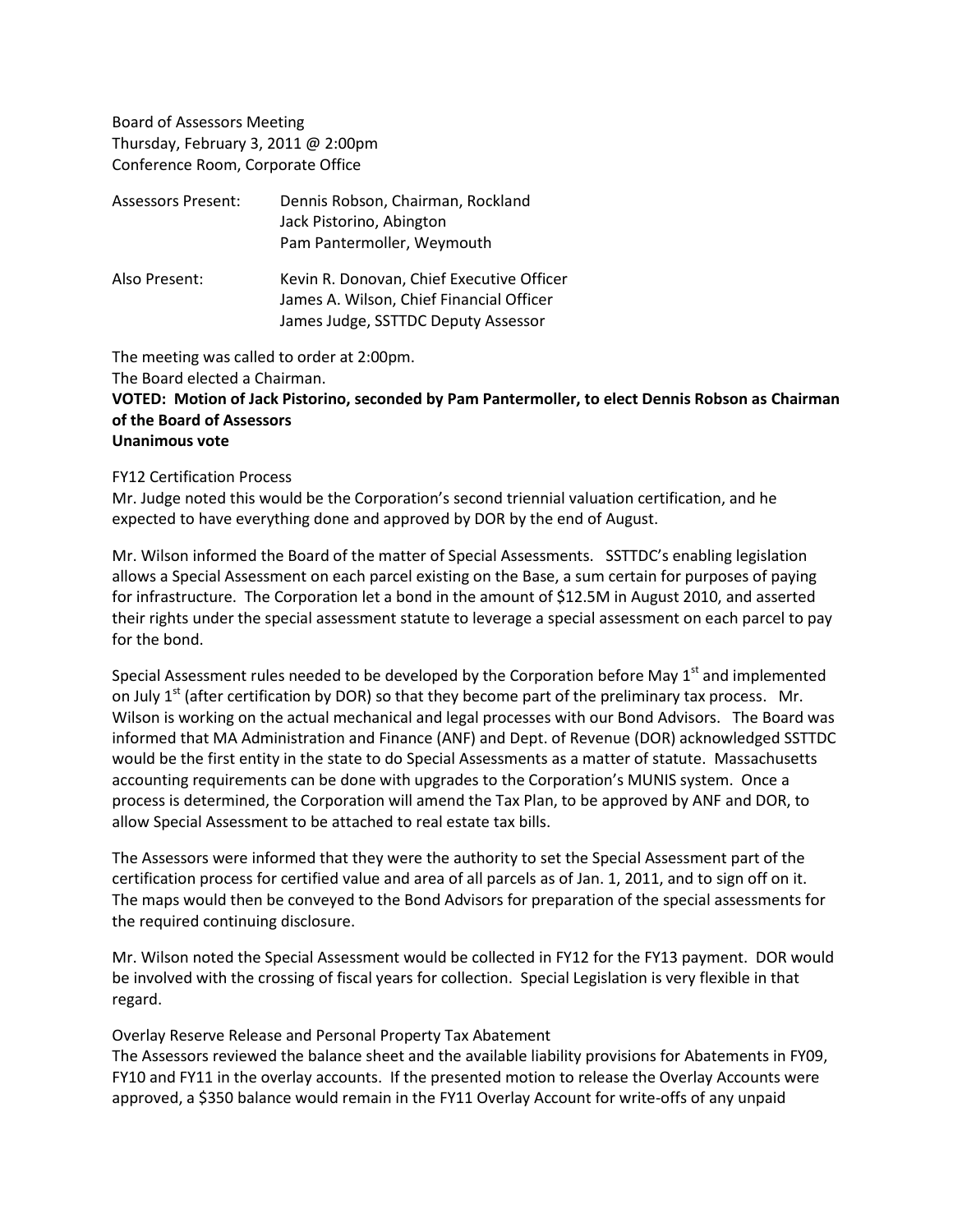Board of Assessors Meeting
Thursday, February 3, 2011 @ 2:00pm
Conference Room, Corporate Office

| Assessors Present: | Dennis Robson, Chairman, Rockland |
| --- | --- |
| | Jack Pistorino, Abington |
| | Pam Pantermoller, Weymouth |

| Also Present: | Kevin R. Donovan, Chief Executive Officer |
| --- | --- |
| | James A. Wilson, Chief Financial Officer |
| | James Judge, SSTTDC Deputy Assessor |

The meeting was called to order at 2:00pm.
The Board elected a Chairman.

**VOTED: Motion of Jack Pistorino, seconded by Pam Pantermoller, to elect Dennis Robson as Chairman of the Board of Assessors**
**Unanimous vote**

FY12 Certification Process

Mr. Judge noted this would be the Corporation's second triennial valuation certification, and he expected to have everything done and approved by DOR by the end of August.

Mr. Wilson informed the Board of the matter of Special Assessments. SSTTDC's enabling legislation allows a Special Assessment on each parcel existing on the Base, a sum certain for purposes of paying for infrastructure. The Corporation let a bond in the amount of $12.5M in August 2010, and asserted their rights under the special assessment statute to leverage a special assessment on each parcel to pay for the bond.

Special Assessment rules needed to be developed by the Corporation before May 1st and implemented on July 1st (after certification by DOR) so that they become part of the preliminary tax process. Mr. Wilson is working on the actual mechanical and legal processes with our Bond Advisors. The Board was informed that MA Administration and Finance (ANF) and Dept. of Revenue (DOR) acknowledged SSTTDC would be the first entity in the state to do Special Assessments as a matter of statute. Massachusetts accounting requirements can be done with upgrades to the Corporation's MUNIS system. Once a process is determined, the Corporation will amend the Tax Plan, to be approved by ANF and DOR, to allow Special Assessment to be attached to real estate tax bills.

The Assessors were informed that they were the authority to set the Special Assessment part of the certification process for certified value and area of all parcels as of Jan. 1, 2011, and to sign off on it. The maps would then be conveyed to the Bond Advisors for preparation of the special assessments for the required continuing disclosure.

Mr. Wilson noted the Special Assessment would be collected in FY12 for the FY13 payment. DOR would be involved with the crossing of fiscal years for collection. Special Legislation is very flexible in that regard.

Overlay Reserve Release and Personal Property Tax Abatement

The Assessors reviewed the balance sheet and the available liability provisions for Abatements in FY09, FY10 and FY11 in the overlay accounts. If the presented motion to release the Overlay Accounts were approved, a $350 balance would remain in the FY11 Overlay Account for write-offs of any unpaid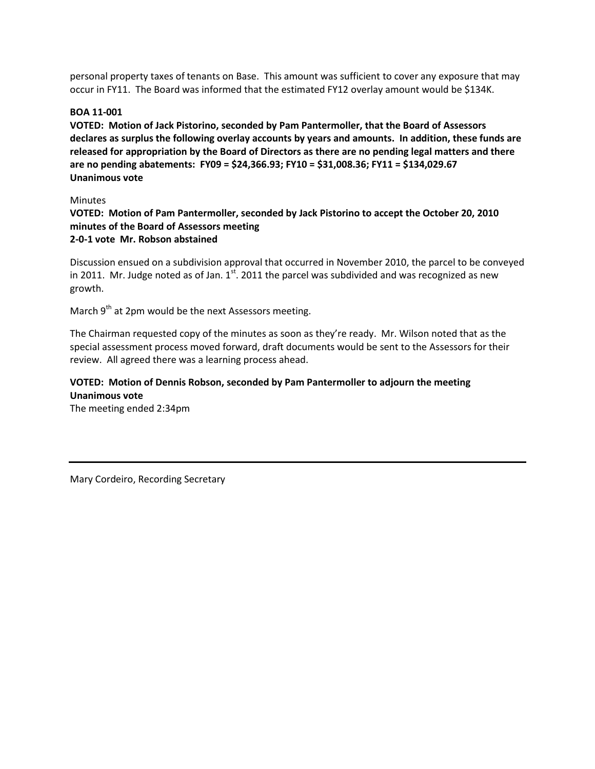personal property taxes of tenants on Base. This amount was sufficient to cover any exposure that may occur in FY11. The Board was informed that the estimated FY12 overlay amount would be $134K.

**BOA 11-001**

**VOTED: Motion of Jack Pistorino, seconded by Pam Pantermoller, that the Board of Assessors declares as surplus the following overlay accounts by years and amounts. In addition, these funds are released for appropriation by the Board of Directors as there are no pending legal matters and there are no pending abatements: FY09 = $24,366.93; FY10 = $31,008.36; FY11 = $134,029.67**
**Unanimous vote**

Minutes

**VOTED: Motion of Pam Pantermoller, seconded by Jack Pistorino to accept the October 20, 2010 minutes of the Board of Assessors meeting**
**2-0-1 vote Mr. Robson abstained**

Discussion ensued on a subdivision approval that occurred in November 2010, the parcel to be conveyed in 2011. Mr. Judge noted as of Jan. 1st. 2011 the parcel was subdivided and was recognized as new growth.

March 9th at 2pm would be the next Assessors meeting.

The Chairman requested copy of the minutes as soon as they're ready. Mr. Wilson noted that as the special assessment process moved forward, draft documents would be sent to the Assessors for their review. All agreed there was a learning process ahead.

**VOTED: Motion of Dennis Robson, seconded by Pam Pantermoller to adjourn the meeting**
**Unanimous vote**

The meeting ended 2:34pm

---

Mary Cordeiro, Recording Secretary